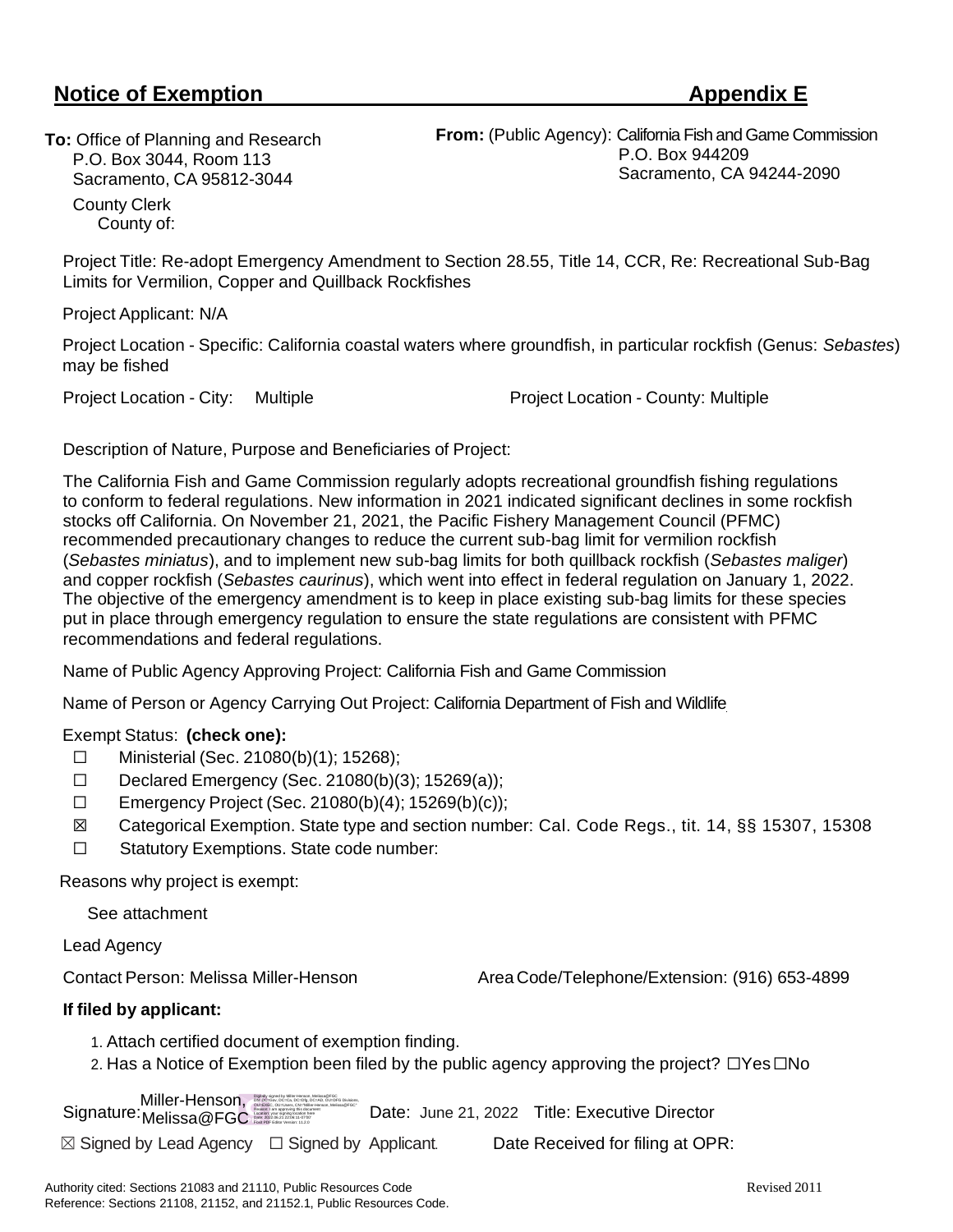## Notice of Exemption — Appendix E

**To:** Office of Planning and Research
P.O. Box 3044, Room 113
Sacramento, CA 95812-3044

County Clerk
County of:

**From:** (Public Agency): California Fish and Game Commission
P.O. Box 944209
Sacramento, CA 94244-2090

Project Title: Re-adopt Emergency Amendment to Section 28.55, Title 14, CCR, Re: Recreational Sub-Bag Limits for Vermilion, Copper and Quillback Rockfishes

Project Applicant: N/A

Project Location - Specific: California coastal waters where groundfish, in particular rockfish (Genus: *Sebastes*) may be fished

Project Location - City: Multiple

Project Location - County: Multiple

Description of Nature, Purpose and Beneficiaries of Project:

The California Fish and Game Commission regularly adopts recreational groundfish fishing regulations to conform to federal regulations. New information in 2021 indicated significant declines in some rockfish stocks off California. On November 21, 2021, the Pacific Fishery Management Council (PFMC) recommended precautionary changes to reduce the current sub-bag limit for vermilion rockfish (*Sebastes miniatus*), and to implement new sub-bag limits for both quillback rockfish (*Sebastes maliger*) and copper rockfish (*Sebastes caurinus*), which went into effect in federal regulation on January 1, 2022. The objective of the emergency amendment is to keep in place existing sub-bag limits for these species put in place through emergency regulation to ensure the state regulations are consistent with PFMC recommendations and federal regulations.

Name of Public Agency Approving Project: California Fish and Game Commission

Name of Person or Agency Carrying Out Project: California Department of Fish and Wildlife

Exempt Status: **(check one):**

- ☐ Ministerial (Sec. 21080(b)(1); 15268);
- ☐ Declared Emergency (Sec. 21080(b)(3); 15269(a));
- ☐ Emergency Project (Sec. 21080(b)(4); 15269(b)(c));
- ☒ Categorical Exemption. State type and section number: Cal. Code Regs., tit. 14, §§ 15307, 15308
- ☐ Statutory Exemptions. State code number:

Reasons why project is exempt:

See attachment

Lead Agency

Contact Person: Melissa Miller-Henson

Area Code/Telephone/Extension: (916) 653-4899

**If filed by applicant:**

1. Attach certified document of exemption finding.
2. Has a Notice of Exemption been filed by the public agency approving the project? ☐Yes ☐No

Signature: Miller-Henson, Melissa@FGC

Date: June 21, 2022

Title: Executive Director

☒ Signed by Lead Agency ☐ Signed by Applicant

Date Received for filing at OPR:

Authority cited: Sections 21083 and 21110, Public Resources Code
Reference: Sections 21108, 21152, and 21152.1, Public Resources Code.

Revised 2011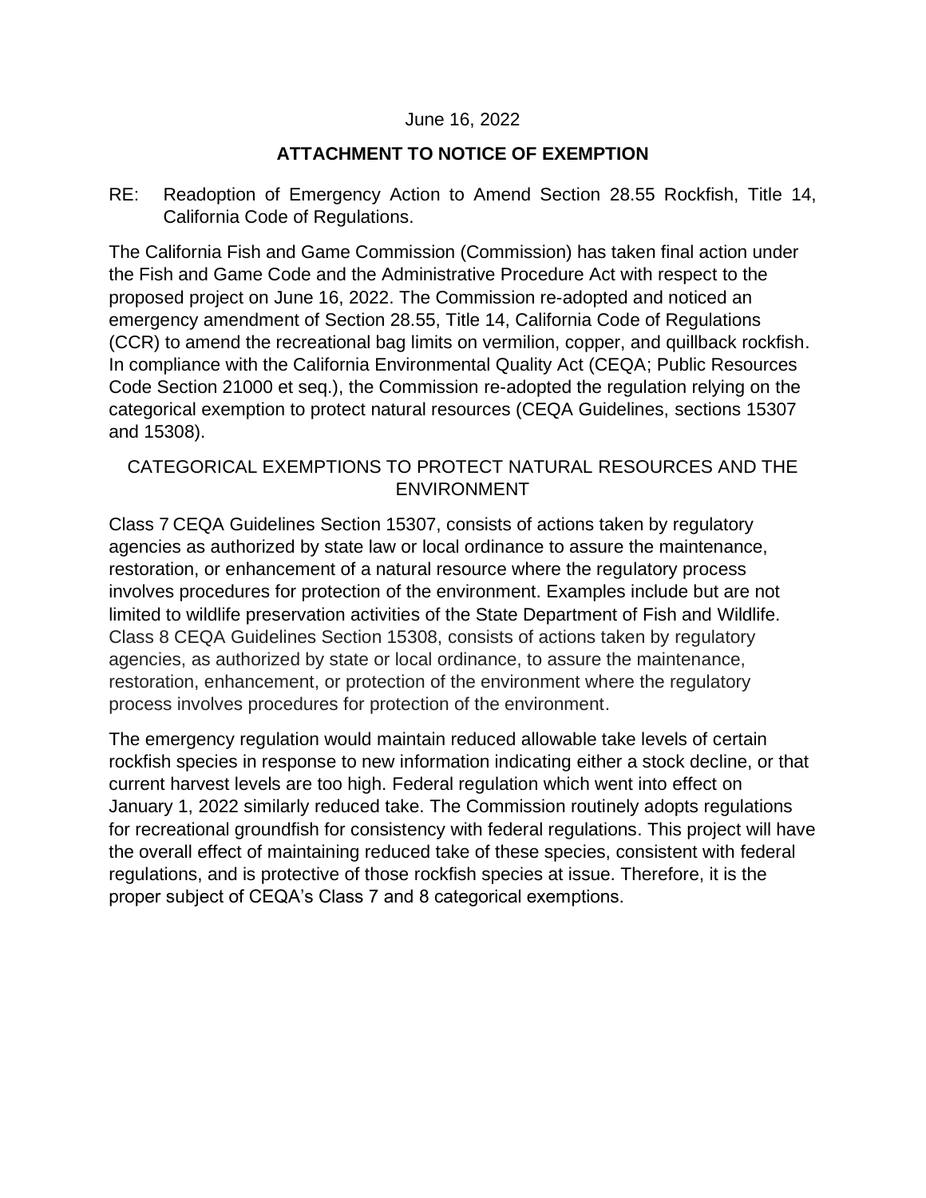June 16, 2022

**ATTACHMENT TO NOTICE OF EXEMPTION**

RE: Readoption of Emergency Action to Amend Section 28.55 Rockfish, Title 14, California Code of Regulations.

The California Fish and Game Commission (Commission) has taken final action under the Fish and Game Code and the Administrative Procedure Act with respect to the proposed project on June 16, 2022. The Commission re-adopted and noticed an emergency amendment of Section 28.55, Title 14, California Code of Regulations (CCR) to amend the recreational bag limits on vermilion, copper, and quillback rockfish. In compliance with the California Environmental Quality Act (CEQA; Public Resources Code Section 21000 et seq.), the Commission re-adopted the regulation relying on the categorical exemption to protect natural resources (CEQA Guidelines, sections 15307 and 15308).

CATEGORICAL EXEMPTIONS TO PROTECT NATURAL RESOURCES AND THE ENVIRONMENT

Class 7 CEQA Guidelines Section 15307, consists of actions taken by regulatory agencies as authorized by state law or local ordinance to assure the maintenance, restoration, or enhancement of a natural resource where the regulatory process involves procedures for protection of the environment. Examples include but are not limited to wildlife preservation activities of the State Department of Fish and Wildlife. Class 8 CEQA Guidelines Section 15308, consists of actions taken by regulatory agencies, as authorized by state or local ordinance, to assure the maintenance, restoration, enhancement, or protection of the environment where the regulatory process involves procedures for protection of the environment.

The emergency regulation would maintain reduced allowable take levels of certain rockfish species in response to new information indicating either a stock decline, or that current harvest levels are too high. Federal regulation which went into effect on January 1, 2022 similarly reduced take. The Commission routinely adopts regulations for recreational groundfish for consistency with federal regulations. This project will have the overall effect of maintaining reduced take of these species, consistent with federal regulations, and is protective of those rockfish species at issue. Therefore, it is the proper subject of CEQA's Class 7 and 8 categorical exemptions.